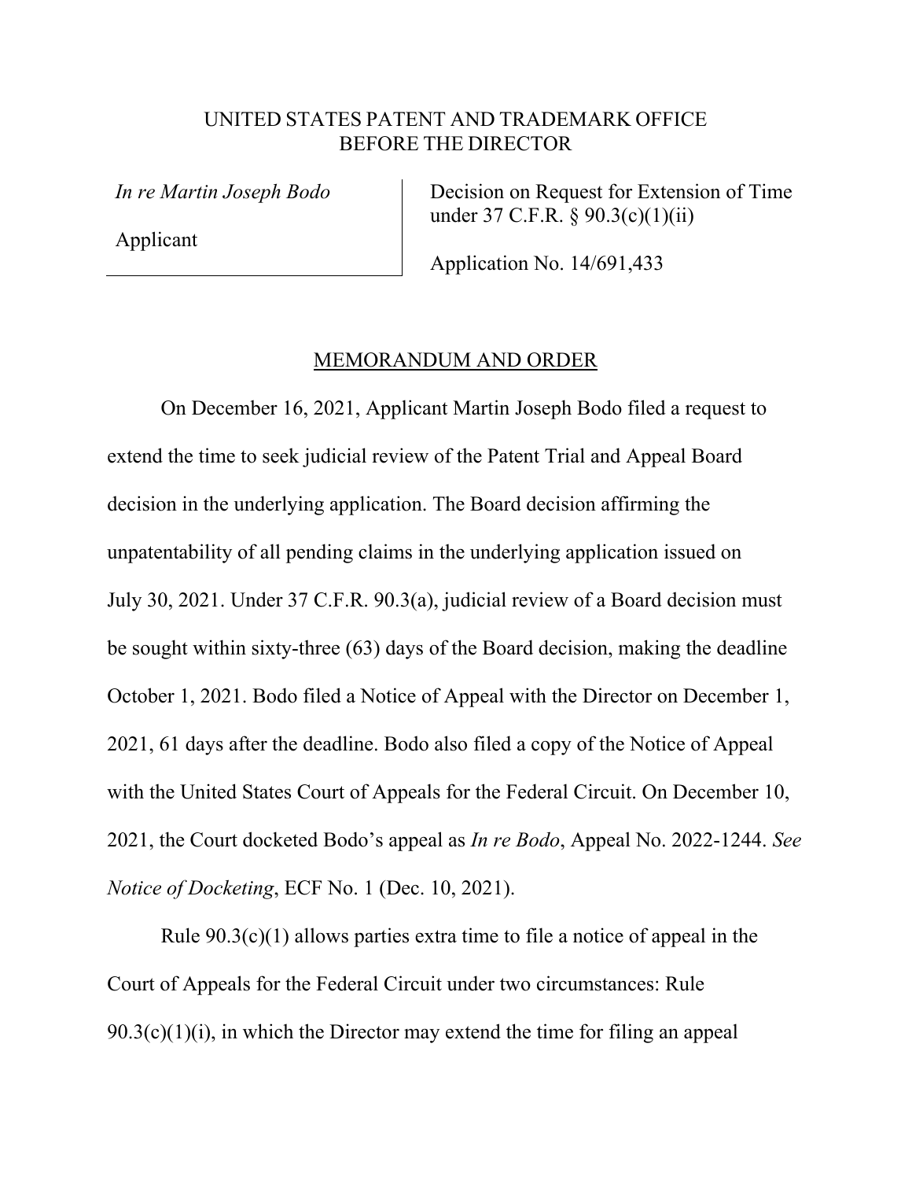UNITED STATES PATENT AND TRADEMARK OFFICE
BEFORE THE DIRECTOR

| | |
|---|---|
| *In re Martin Joseph Bodo*<br><br>Applicant | Decision on Request for Extension of Time under 37 C.F.R. § 90.3(c)(1)(ii)<br><br>Application No. 14/691,433 |

## MEMORANDUM AND ORDER

On December 16, 2021, Applicant Martin Joseph Bodo filed a request to extend the time to seek judicial review of the Patent Trial and Appeal Board decision in the underlying application. The Board decision affirming the unpatentability of all pending claims in the underlying application issued on July 30, 2021. Under 37 C.F.R. 90.3(a), judicial review of a Board decision must be sought within sixty-three (63) days of the Board decision, making the deadline October 1, 2021. Bodo filed a Notice of Appeal with the Director on December 1, 2021, 61 days after the deadline. Bodo also filed a copy of the Notice of Appeal with the United States Court of Appeals for the Federal Circuit. On December 10, 2021, the Court docketed Bodo's appeal as *In re Bodo*, Appeal No. 2022-1244. *See Notice of Docketing*, ECF No. 1 (Dec. 10, 2021).

Rule 90.3(c)(1) allows parties extra time to file a notice of appeal in the Court of Appeals for the Federal Circuit under two circumstances: Rule 90.3(c)(1)(i), in which the Director may extend the time for filing an appeal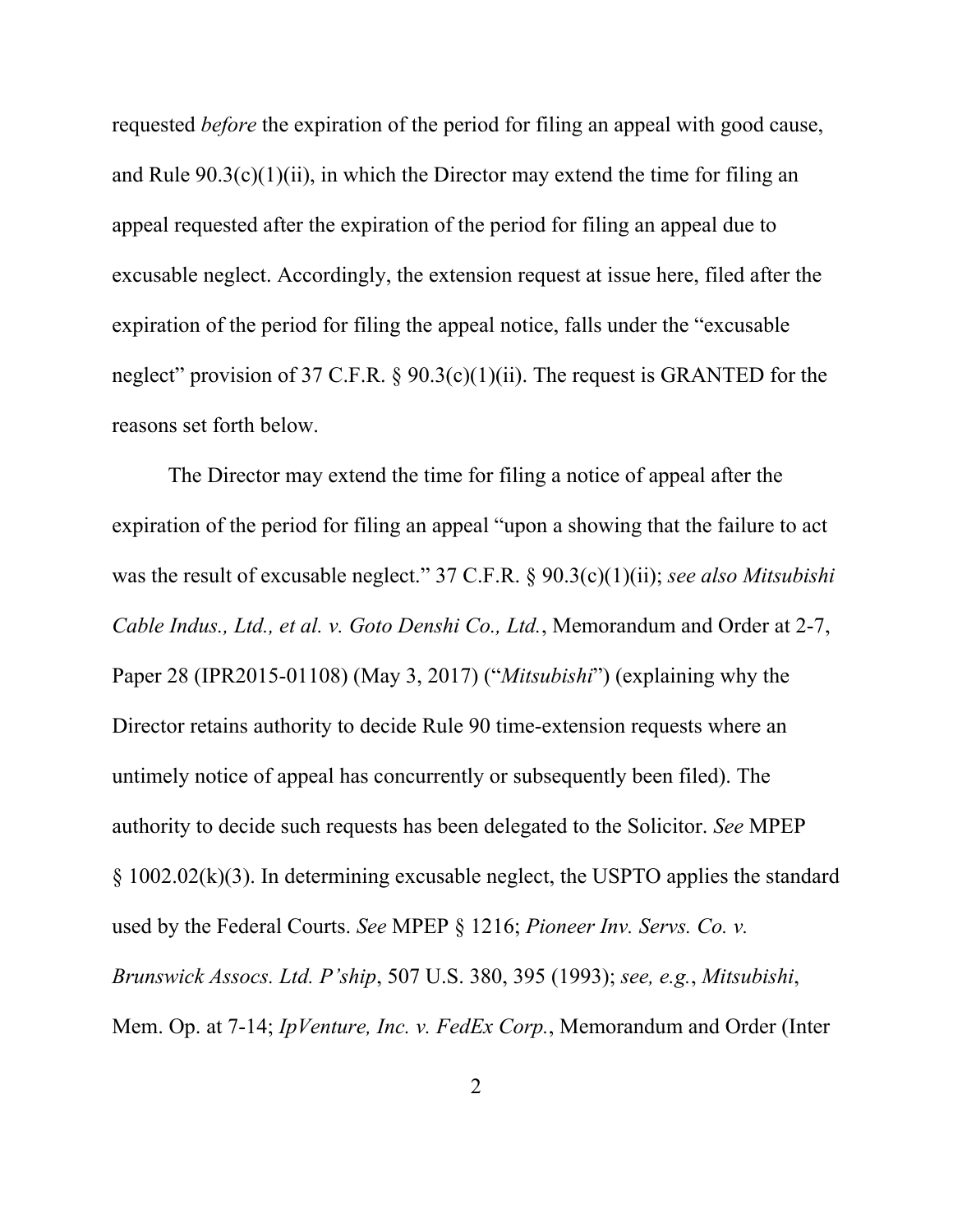requested *before* the expiration of the period for filing an appeal with good cause, and Rule 90.3(c)(1)(ii), in which the Director may extend the time for filing an appeal requested after the expiration of the period for filing an appeal due to excusable neglect. Accordingly, the extension request at issue here, filed after the expiration of the period for filing the appeal notice, falls under the "excusable neglect" provision of 37 C.F.R. § 90.3(c)(1)(ii). The request is GRANTED for the reasons set forth below.

The Director may extend the time for filing a notice of appeal after the expiration of the period for filing an appeal "upon a showing that the failure to act was the result of excusable neglect." 37 C.F.R. § 90.3(c)(1)(ii); *see also Mitsubishi Cable Indus., Ltd., et al. v. Goto Denshi Co., Ltd.*, Memorandum and Order at 2-7, Paper 28 (IPR2015-01108) (May 3, 2017) ("*Mitsubishi*") (explaining why the Director retains authority to decide Rule 90 time-extension requests where an untimely notice of appeal has concurrently or subsequently been filed). The authority to decide such requests has been delegated to the Solicitor. *See* MPEP § 1002.02(k)(3). In determining excusable neglect, the USPTO applies the standard used by the Federal Courts. *See* MPEP § 1216; *Pioneer Inv. Servs. Co. v. Brunswick Assocs. Ltd. P'ship*, 507 U.S. 380, 395 (1993); *see, e.g.*, *Mitsubishi*, Mem. Op. at 7-14; *IpVenture, Inc. v. FedEx Corp.*, Memorandum and Order (Inter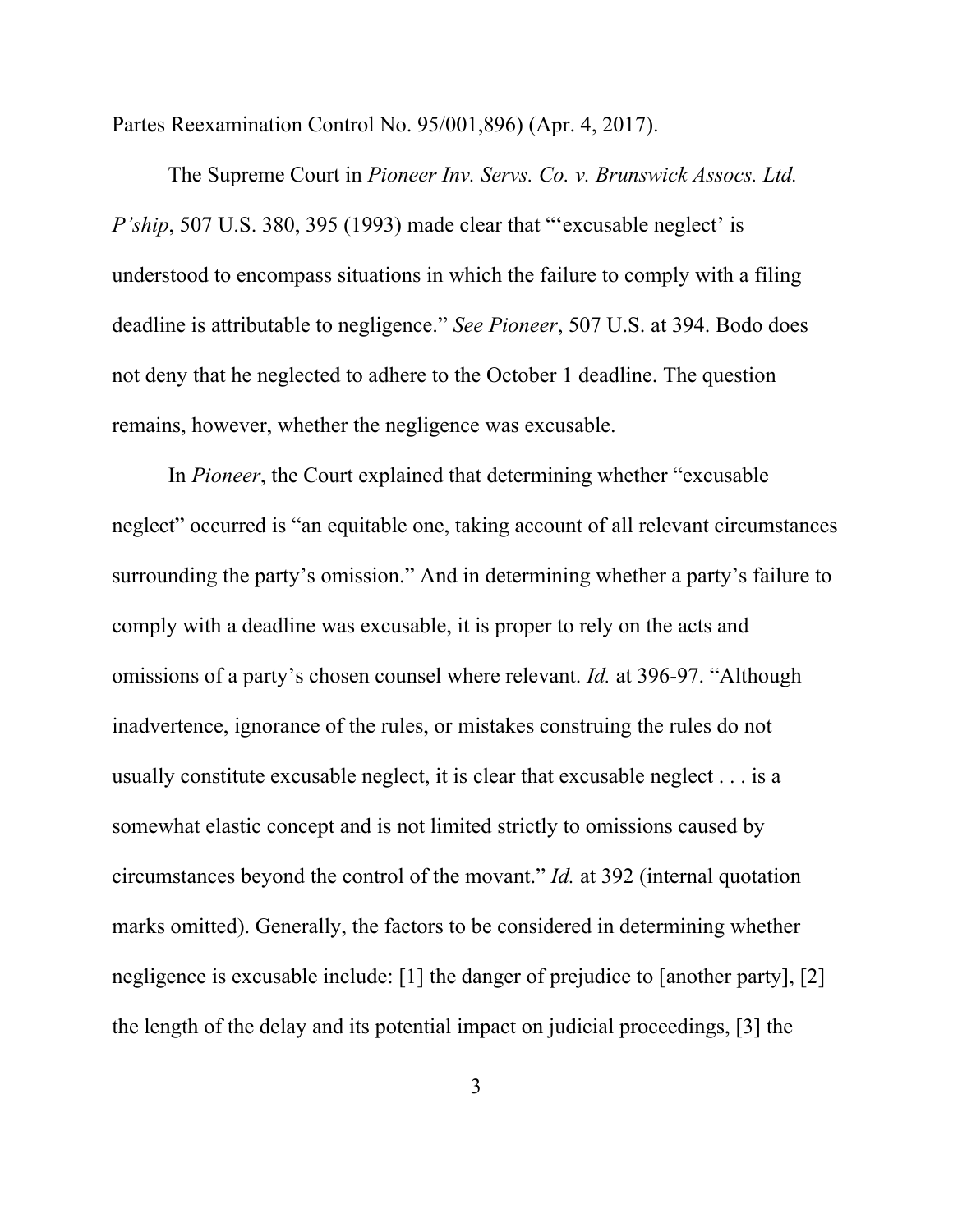Partes Reexamination Control No. 95/001,896) (Apr. 4, 2017).

The Supreme Court in *Pioneer Inv. Servs. Co. v. Brunswick Assocs. Ltd. P'ship*, 507 U.S. 380, 395 (1993) made clear that "'excusable neglect' is understood to encompass situations in which the failure to comply with a filing deadline is attributable to negligence." *See Pioneer*, 507 U.S. at 394. Bodo does not deny that he neglected to adhere to the October 1 deadline. The question remains, however, whether the negligence was excusable.

In *Pioneer*, the Court explained that determining whether "excusable neglect" occurred is "an equitable one, taking account of all relevant circumstances surrounding the party's omission." And in determining whether a party's failure to comply with a deadline was excusable, it is proper to rely on the acts and omissions of a party's chosen counsel where relevant. *Id.* at 396-97. "Although inadvertence, ignorance of the rules, or mistakes construing the rules do not usually constitute excusable neglect, it is clear that excusable neglect . . . is a somewhat elastic concept and is not limited strictly to omissions caused by circumstances beyond the control of the movant." *Id.* at 392 (internal quotation marks omitted). Generally, the factors to be considered in determining whether negligence is excusable include: [1] the danger of prejudice to [another party], [2] the length of the delay and its potential impact on judicial proceedings, [3] the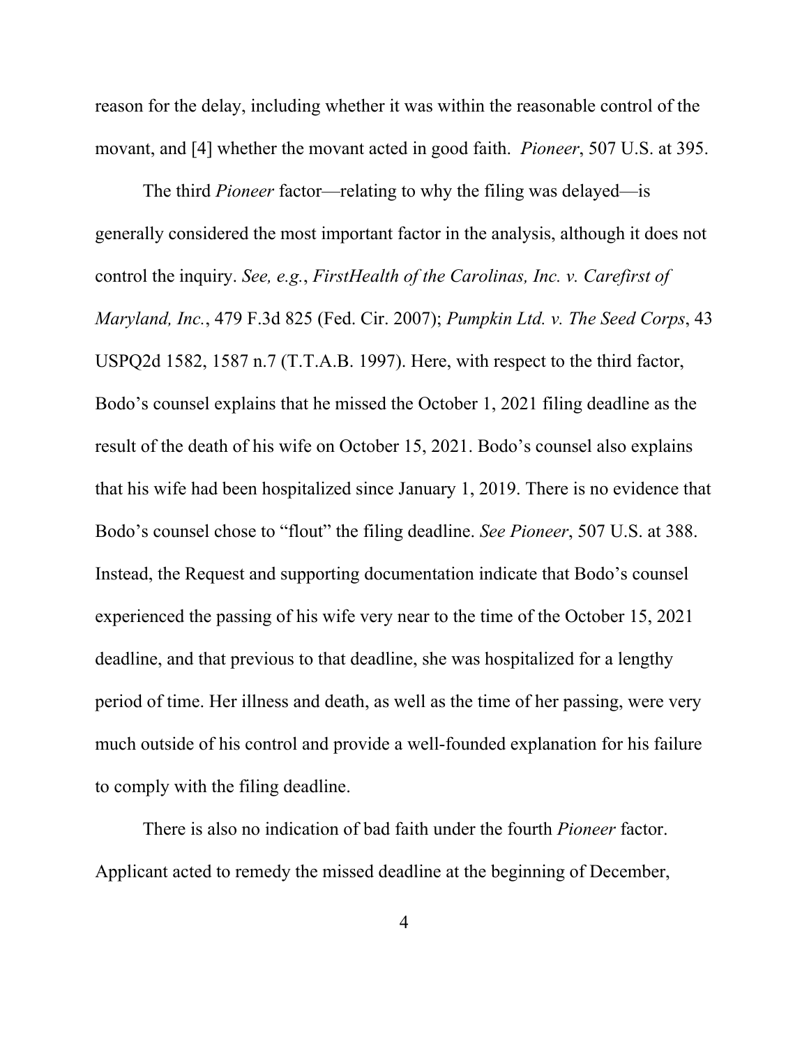reason for the delay, including whether it was within the reasonable control of the movant, and [4] whether the movant acted in good faith. *Pioneer*, 507 U.S. at 395.

The third *Pioneer* factor—relating to why the filing was delayed—is generally considered the most important factor in the analysis, although it does not control the inquiry. *See, e.g.*, *FirstHealth of the Carolinas, Inc. v. Carefirst of Maryland, Inc.*, 479 F.3d 825 (Fed. Cir. 2007); *Pumpkin Ltd. v. The Seed Corps*, 43 USPQ2d 1582, 1587 n.7 (T.T.A.B. 1997). Here, with respect to the third factor, Bodo's counsel explains that he missed the October 1, 2021 filing deadline as the result of the death of his wife on October 15, 2021. Bodo's counsel also explains that his wife had been hospitalized since January 1, 2019. There is no evidence that Bodo's counsel chose to "flout" the filing deadline. *See Pioneer*, 507 U.S. at 388. Instead, the Request and supporting documentation indicate that Bodo's counsel experienced the passing of his wife very near to the time of the October 15, 2021 deadline, and that previous to that deadline, she was hospitalized for a lengthy period of time. Her illness and death, as well as the time of her passing, were very much outside of his control and provide a well-founded explanation for his failure to comply with the filing deadline.

There is also no indication of bad faith under the fourth *Pioneer* factor. Applicant acted to remedy the missed deadline at the beginning of December,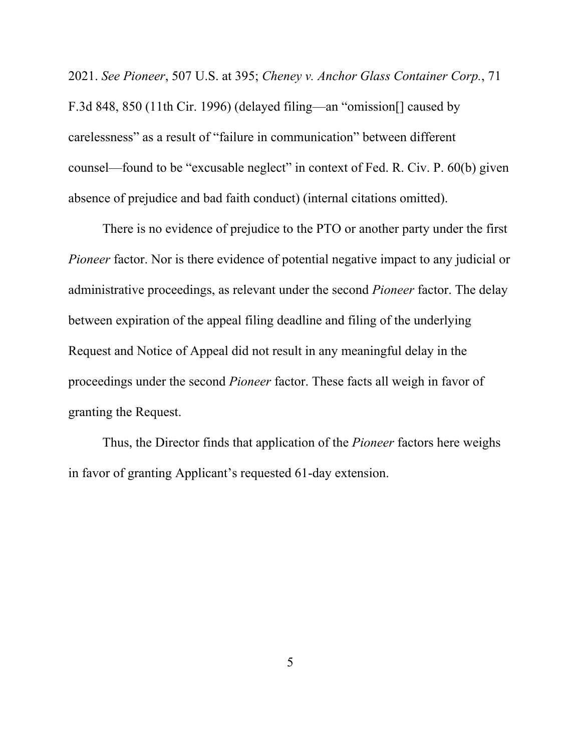2021. *See Pioneer*, 507 U.S. at 395; *Cheney v. Anchor Glass Container Corp.*, 71 F.3d 848, 850 (11th Cir. 1996) (delayed filing—an "omission[] caused by carelessness" as a result of "failure in communication" between different counsel—found to be "excusable neglect" in context of Fed. R. Civ. P. 60(b) given absence of prejudice and bad faith conduct) (internal citations omitted).

There is no evidence of prejudice to the PTO or another party under the first *Pioneer* factor. Nor is there evidence of potential negative impact to any judicial or administrative proceedings, as relevant under the second *Pioneer* factor. The delay between expiration of the appeal filing deadline and filing of the underlying Request and Notice of Appeal did not result in any meaningful delay in the proceedings under the second *Pioneer* factor. These facts all weigh in favor of granting the Request.

Thus, the Director finds that application of the *Pioneer* factors here weighs in favor of granting Applicant's requested 61-day extension.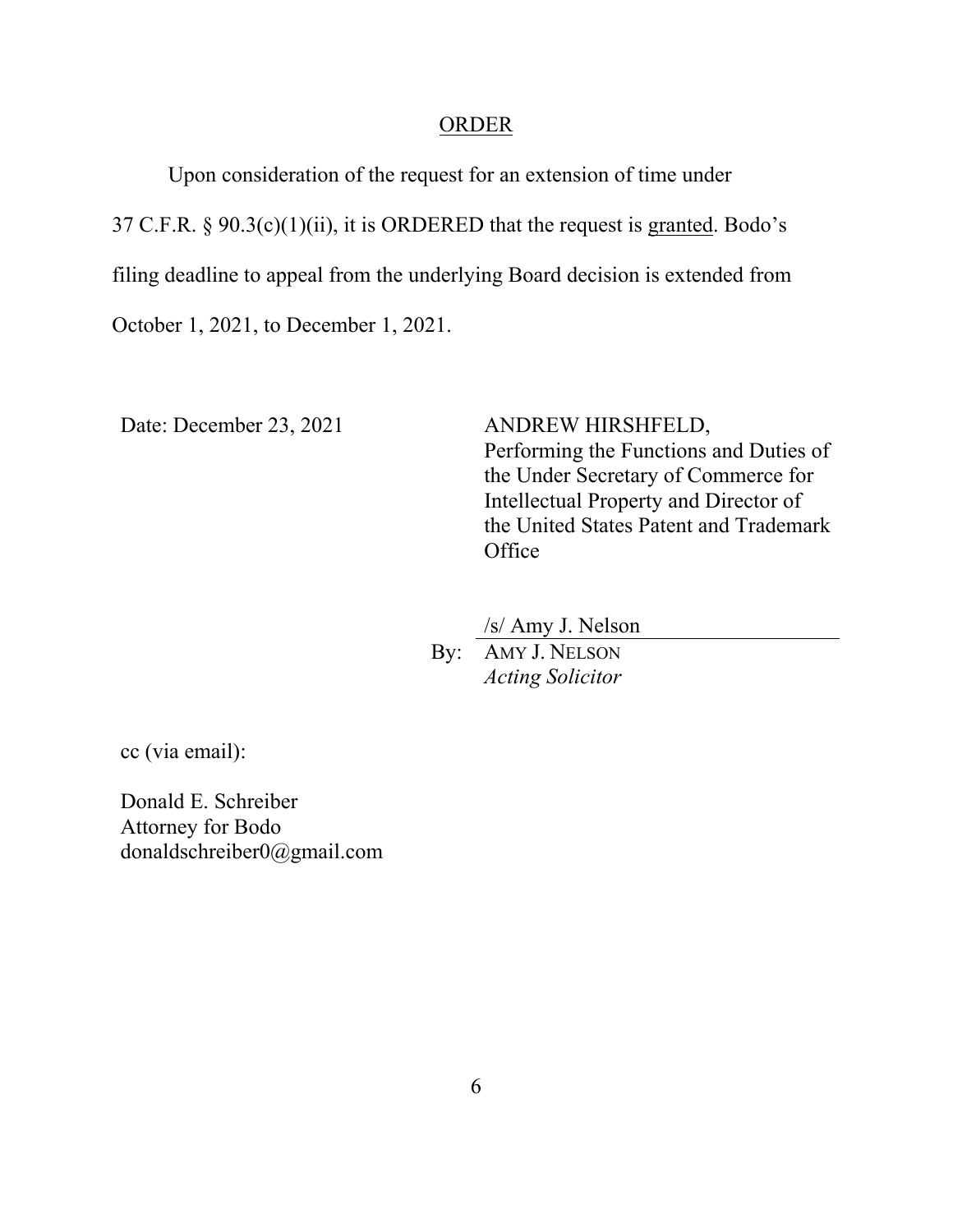## ORDER

Upon consideration of the request for an extension of time under 37 C.F.R. § 90.3(c)(1)(ii), it is ORDERED that the request is granted. Bodo's filing deadline to appeal from the underlying Board decision is extended from October 1, 2021, to December 1, 2021.

Date: December 23, 2021

ANDREW HIRSHFELD,
Performing the Functions and Duties of the Under Secretary of Commerce for Intellectual Property and Director of the United States Patent and Trademark Office

/s/ Amy J. Nelson

By: AMY J. NELSON
*Acting Solicitor*

cc (via email):

Donald E. Schreiber
Attorney for Bodo
donaldschreiber0@gmail.com